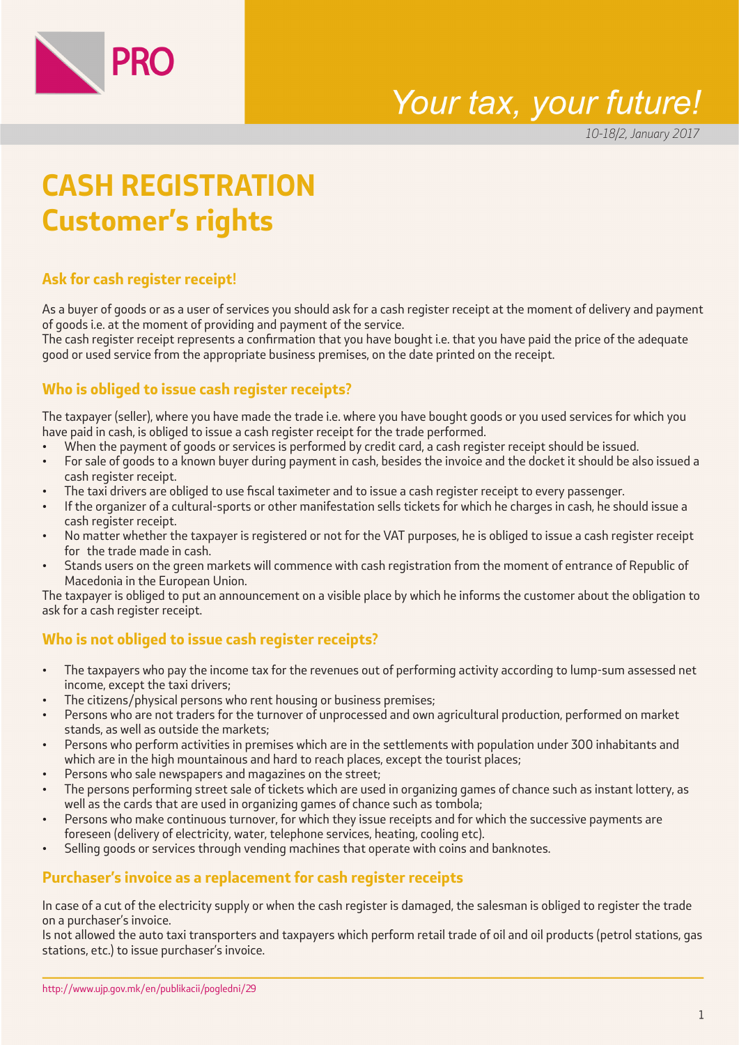PRO

*Your tax, your future!*

*10-18/2, January 2017*

# CASH REGISTRATION Customer's rights

## Ask for cash register receipt!

As a buyer of goods or as a user of services you should ask for a cash register receipt at the moment of delivery and payment of goods i.e. at the moment of providing and payment of the service.
The cash register receipt represents a confirmation that you have bought i.e. that you have paid the price of the adequate good or used service from the appropriate business premises, on the date printed on the receipt.

## Who is obliged to issue cash register receipts?

The taxpayer (seller), where you have made the trade i.e. where you have bought goods or you used services for which you have paid in cash, is obliged to issue a cash register receipt for the trade performed.

- When the payment of goods or services is performed by credit card, a cash register receipt should be issued.
- For sale of goods to a known buyer during payment in cash, besides the invoice and the docket it should be also issued a cash register receipt.
- The taxi drivers are obliged to use fiscal taximeter and to issue a cash register receipt to every passenger.
- If the organizer of a cultural-sports or other manifestation sells tickets for which he charges in cash, he should issue a cash register receipt.
- No matter whether the taxpayer is registered or not for the VAT purposes, he is obliged to issue a cash register receipt for the trade made in cash.
- Stands users on the green markets will commence with cash registration from the moment of entrance of Republic of Macedonia in the European Union.

The taxpayer is obliged to put an announcement on a visible place by which he informs the customer about the obligation to ask for a cash register receipt.

## Who is not obliged to issue cash register receipts?

- The taxpayers who pay the income tax for the revenues out of performing activity according to lump-sum assessed net income, except the taxi drivers;
- The citizens/physical persons who rent housing or business premises;
- Persons who are not traders for the turnover of unprocessed and own agricultural production, performed on market stands, as well as outside the markets;
- Persons who perform activities in premises which are in the settlements with population under 300 inhabitants and which are in the high mountainous and hard to reach places, except the tourist places;
- Persons who sale newspapers and magazines on the street;
- The persons performing street sale of tickets which are used in organizing games of chance such as instant lottery, as well as the cards that are used in organizing games of chance such as tombola;
- Persons who make continuous turnover, for which they issue receipts and for which the successive payments are foreseen (delivery of electricity, water, telephone services, heating, cooling etc).
- Selling goods or services through vending machines that operate with coins and banknotes.

## Purchaser's invoice as a replacement for cash register receipts

In case of a cut of the electricity supply or when the cash register is damaged, the salesman is obliged to register the trade on a purchaser's invoice.
Is not allowed the auto taxi transporters and taxpayers which perform retail trade of oil and oil products (petrol stations, gas stations, etc.) to issue purchaser's invoice.

http://www.ujp.gov.mk/en/publikacii/pogledni/29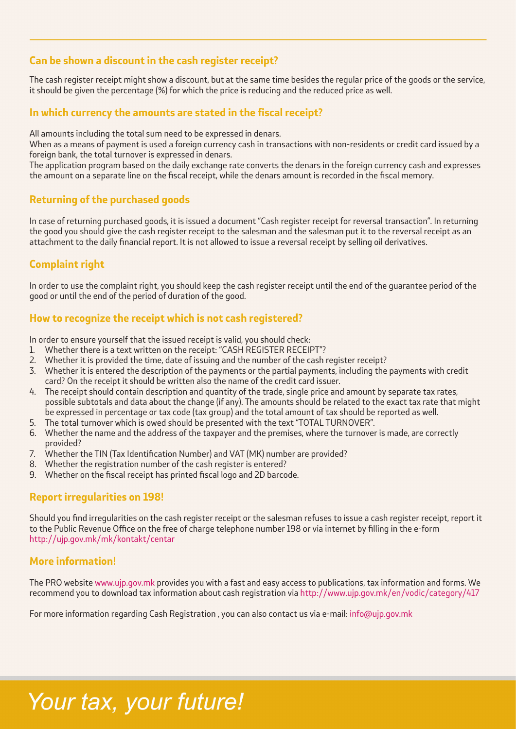## Can be shown a discount in the cash register receipt?

The cash register receipt might show a discount, but at the same time besides the regular price of the goods or the service, it should be given the percentage (%) for which the price is reducing and the reduced price as well.

## In which currency the amounts are stated in the fiscal receipt?

All amounts including the total sum need to be expressed in denars.
When as a means of payment is used a foreign currency cash in transactions with non-residents or credit card issued by a foreign bank, the total turnover is expressed in denars.
The application program based on the daily exchange rate converts the denars in the foreign currency cash and expresses the amount on a separate line on the fiscal receipt, while the denars amount is recorded in the fiscal memory.

## Returning of the purchased goods

In case of returning purchased goods, it is issued a document "Cash register receipt for reversal transaction". In returning the good you should give the cash register receipt to the salesman and the salesman put it to the reversal receipt as an attachment to the daily financial report. It is not allowed to issue a reversal receipt by selling oil derivatives.

## Complaint right

In order to use the complaint right, you should keep the cash register receipt until the end of the guarantee period of the good or until the end of the period of duration of the good.

## How to recognize the receipt which is not cash registered?

In order to ensure yourself that the issued receipt is valid, you should check:

1. Whether there is a text written on the receipt: "CASH REGISTER RECEIPT"?
2. Whether it is provided the time, date of issuing and the number of the cash register receipt?
3. Whether it is entered the description of the payments or the partial payments, including the payments with credit card? On the receipt it should be written also the name of the credit card issuer.
4. The receipt should contain description and quantity of the trade, single price and amount by separate tax rates, possible subtotals and data about the change (if any). The amounts should be related to the exact tax rate that might be expressed in percentage or tax code (tax group) and the total amount of tax should be reported as well.
5. The total turnover which is owed should be presented with the text "TOTAL TURNOVER".
6. Whether the name and the address of the taxpayer and the premises, where the turnover is made, are correctly provided?
7. Whether the TIN (Tax Identification Number) and VAT (MK) number are provided?
8. Whether the registration number of the cash register is entered?
9. Whether on the fiscal receipt has printed fiscal logo and 2D barcode.

## Report irregularities on 198!

Should you find irregularities on the cash register receipt or the salesman refuses to issue a cash register receipt, report it to the Public Revenue Office on the free of charge telephone number 198 or via internet by filling in the e-form http://ujp.gov.mk/mk/kontakt/centar

## More information!

The PRO website www.ujp.gov.mk provides you with a fast and easy access to publications, tax information and forms. We recommend you to download tax information about cash registration via http://www.ujp.gov.mk/en/vodic/category/417

For more information regarding Cash Registration , you can also contact us via e-mail: info@ujp.gov.mk

*Your tax, your future!*